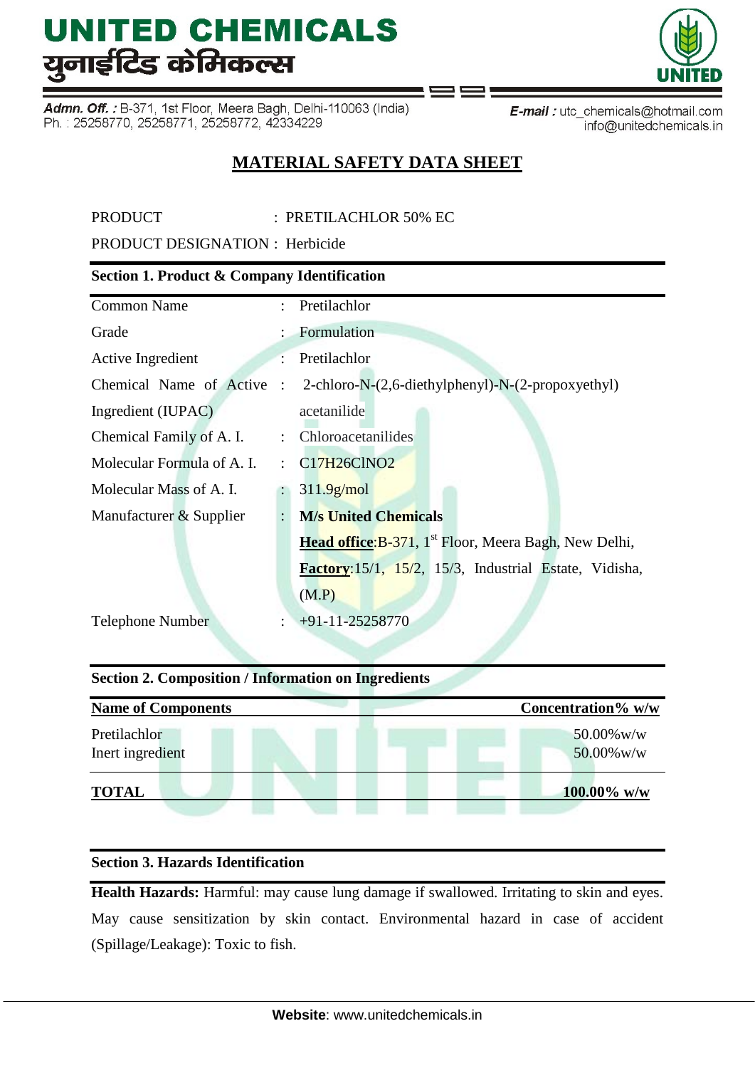# UNITED CHEMICALS
# युनाईटिड केमिकल्स

**Admn. Off. :** B-371, 1st Floor, Meera Bagh, Delhi-110063 (India)
Ph. : 25258770, 25258771, 25258772, 42334229

**E-mail :** utc_chemicals@hotmail.com
info@unitedchemicals.in

## MATERIAL SAFETY DATA SHEET

PRODUCT : PRETILACHLOR 50% EC

PRODUCT DESIGNATION : Herbicide

### Section 1. Product & Company Identification

| | | |
|---|---|---|
| Common Name | : | Pretilachlor |
| Grade | : | Formulation |
| Active Ingredient | : | Pretilachlor |
| Chemical Name of Active Ingredient (IUPAC) | : | 2-chloro-N-(2,6-diethylphenyl)-N-(2-propoxyethyl) acetanilide |
| Chemical Family of A. I. | : | Chloroacetanilides |
| Molecular Formula of A. I. | : | $C_{17}H_{26}ClNO_2$ |
| Molecular Mass of A. I. | : | 311.9g/mol |
| Manufacturer & Supplier | : | **M/s United Chemicals** <br> **Head office**:B-371, 1st Floor, Meera Bagh, New Delhi, <br> **Factory**:15/1, 15/2, 15/3, Industrial Estate, Vidisha, (M.P) |
| Telephone Number | : | +91-11-25258770 |

### Section 2. Composition / Information on Ingredients

| Name of Components | Concentration% w/w |
|---|---|
| Pretilachlor | 50.00%w/w |
| Inert ingredient | 50.00%w/w |
| **TOTAL** | **100.00% w/w** |

### Section 3. Hazards Identification

**Health Hazards:** Harmful: may cause lung damage if swallowed. Irritating to skin and eyes. May cause sensitization by skin contact. Environmental hazard in case of accident (Spillage/Leakage): Toxic to fish.

**Website**: www.unitedchemicals.in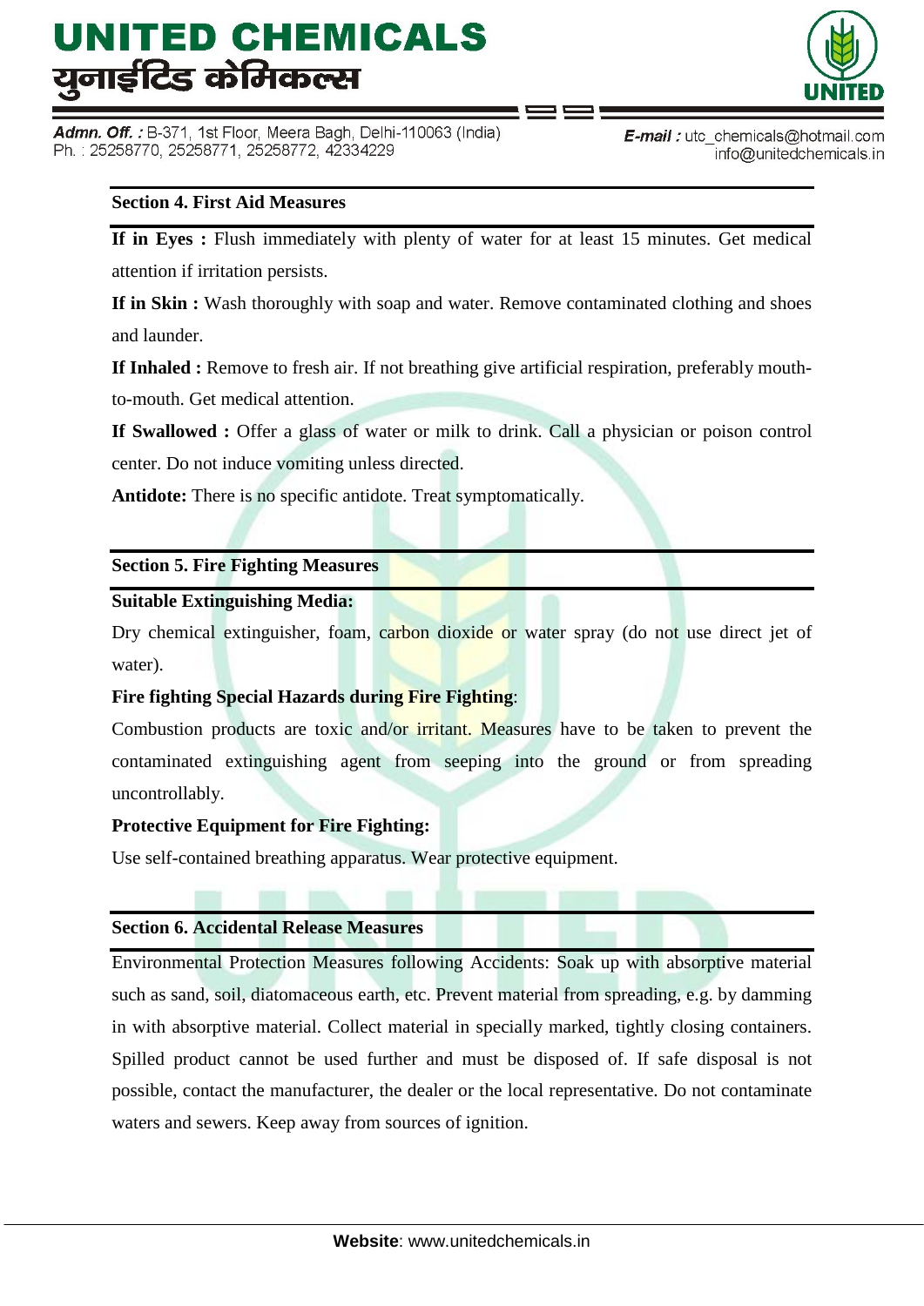## Section 4. First Aid Measures

**If in Eyes :** Flush immediately with plenty of water for at least 15 minutes. Get medical attention if irritation persists.

**If in Skin :** Wash thoroughly with soap and water. Remove contaminated clothing and shoes and launder.

**If Inhaled :** Remove to fresh air. If not breathing give artificial respiration, preferably mouth-to-mouth. Get medical attention.

**If Swallowed :** Offer a glass of water or milk to drink. Call a physician or poison control center. Do not induce vomiting unless directed.

**Antidote:** There is no specific antidote. Treat symptomatically.

## Section 5. Fire Fighting Measures

**Suitable Extinguishing Media:**

Dry chemical extinguisher, foam, carbon dioxide or water spray (do not use direct jet of water).

**Fire fighting Special Hazards during Fire Fighting**:

Combustion products are toxic and/or irritant. Measures have to be taken to prevent the contaminated extinguishing agent from seeping into the ground or from spreading uncontrollably.

**Protective Equipment for Fire Fighting:**

Use self-contained breathing apparatus. Wear protective equipment.

## Section 6. Accidental Release Measures

Environmental Protection Measures following Accidents: Soak up with absorptive material such as sand, soil, diatomaceous earth, etc. Prevent material from spreading, e.g. by damming in with absorptive material. Collect material in specially marked, tightly closing containers. Spilled product cannot be used further and must be disposed of. If safe disposal is not possible, contact the manufacturer, the dealer or the local representative. Do not contaminate waters and sewers. Keep away from sources of ignition.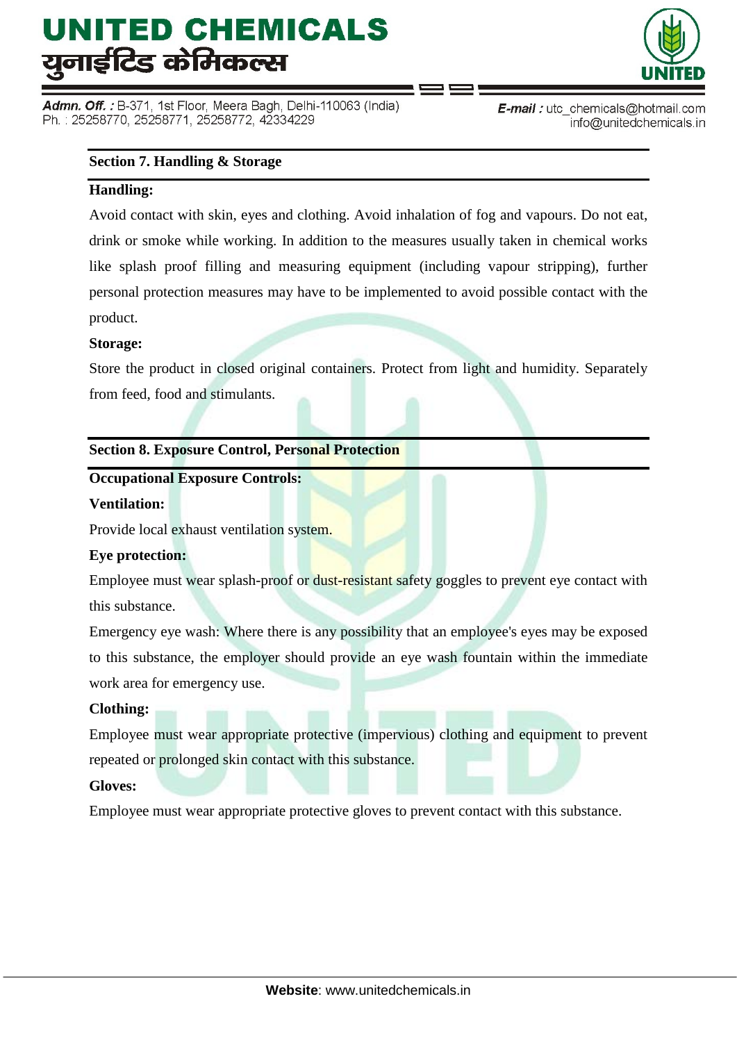## Section 7. Handling & Storage

**Handling:**

Avoid contact with skin, eyes and clothing. Avoid inhalation of fog and vapours. Do not eat, drink or smoke while working. In addition to the measures usually taken in chemical works like splash proof filling and measuring equipment (including vapour stripping), further personal protection measures may have to be implemented to avoid possible contact with the product.

**Storage:**

Store the product in closed original containers. Protect from light and humidity. Separately from feed, food and stimulants.

## Section 8. Exposure Control, Personal Protection

**Occupational Exposure Controls:**

**Ventilation:**

Provide local exhaust ventilation system.

**Eye protection:**

Employee must wear splash-proof or dust-resistant safety goggles to prevent eye contact with this substance.

Emergency eye wash: Where there is any possibility that an employee's eyes may be exposed to this substance, the employer should provide an eye wash fountain within the immediate work area for emergency use.

**Clothing:**

Employee must wear appropriate protective (impervious) clothing and equipment to prevent repeated or prolonged skin contact with this substance.

**Gloves:**

Employee must wear appropriate protective gloves to prevent contact with this substance.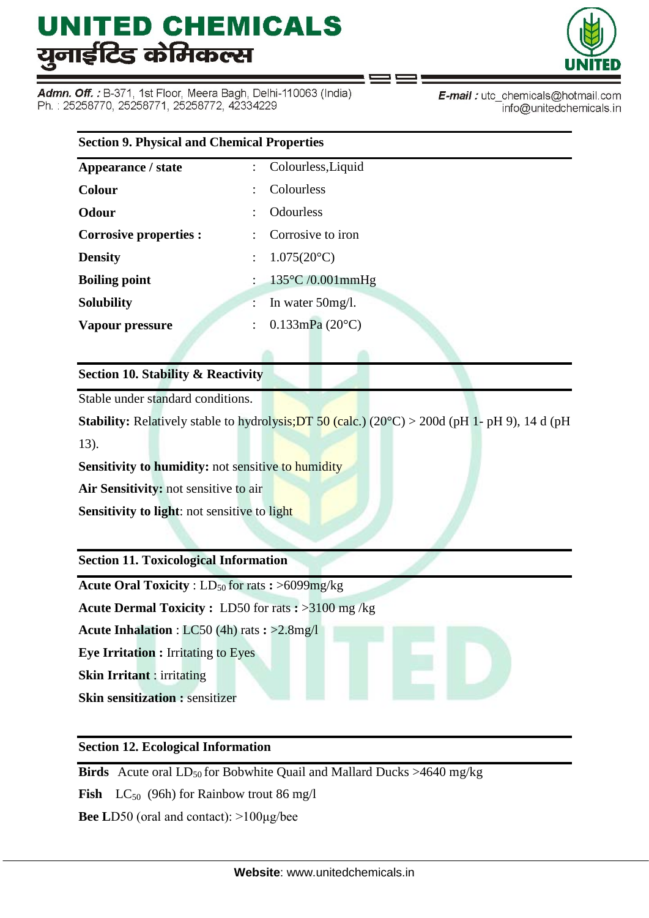## Section 9. Physical and Chemical Properties

| | | |
|---|---|---|
| **Appearance / state** | : | Colourless,Liquid |
| **Colour** | : | Colourless |
| **Odour** | : | Odourless |
| **Corrosive properties :** | : | Corrosive to iron |
| **Density** | : | 1.075(20°C) |
| **Boiling point** | : | 135°C /0.001mmHg |
| **Solubility** | : | In water 50mg/l. |
| **Vapour pressure** | : | 0.133mPa (20°C) |

## Section 10. Stability & Reactivity

Stable under standard conditions.

**Stability:** Relatively stable to hydrolysis;DT 50 (calc.) (20°C) > 200d (pH 1- pH 9), 14 d (pH 13).

**Sensitivity to humidity:** not sensitive to humidity

**Air Sensitivity:** not sensitive to air

**Sensitivity to light**: not sensitive to light

## Section 11. Toxicological Information

**Acute Oral Toxicity** : $LD_{50}$ for rats **:** >6099mg/kg

**Acute Dermal Toxicity :** LD50 for rats **:** >3100 mg /kg

**Acute Inhalation** : LC50 (4h) rats **:** >2.8mg/l

**Eye Irritation :** Irritating to Eyes

**Skin Irritant** : irritating

**Skin sensitization :** sensitizer

## Section 12. Ecological Information

**Birds** Acute oral $LD_{50}$ for Bobwhite Quail and Mallard Ducks >4640 mg/kg

**Fish** $LC_{50}$ (96h) for Rainbow trout 86 mg/l

**Bee L**D50 (oral and contact): >100µg/bee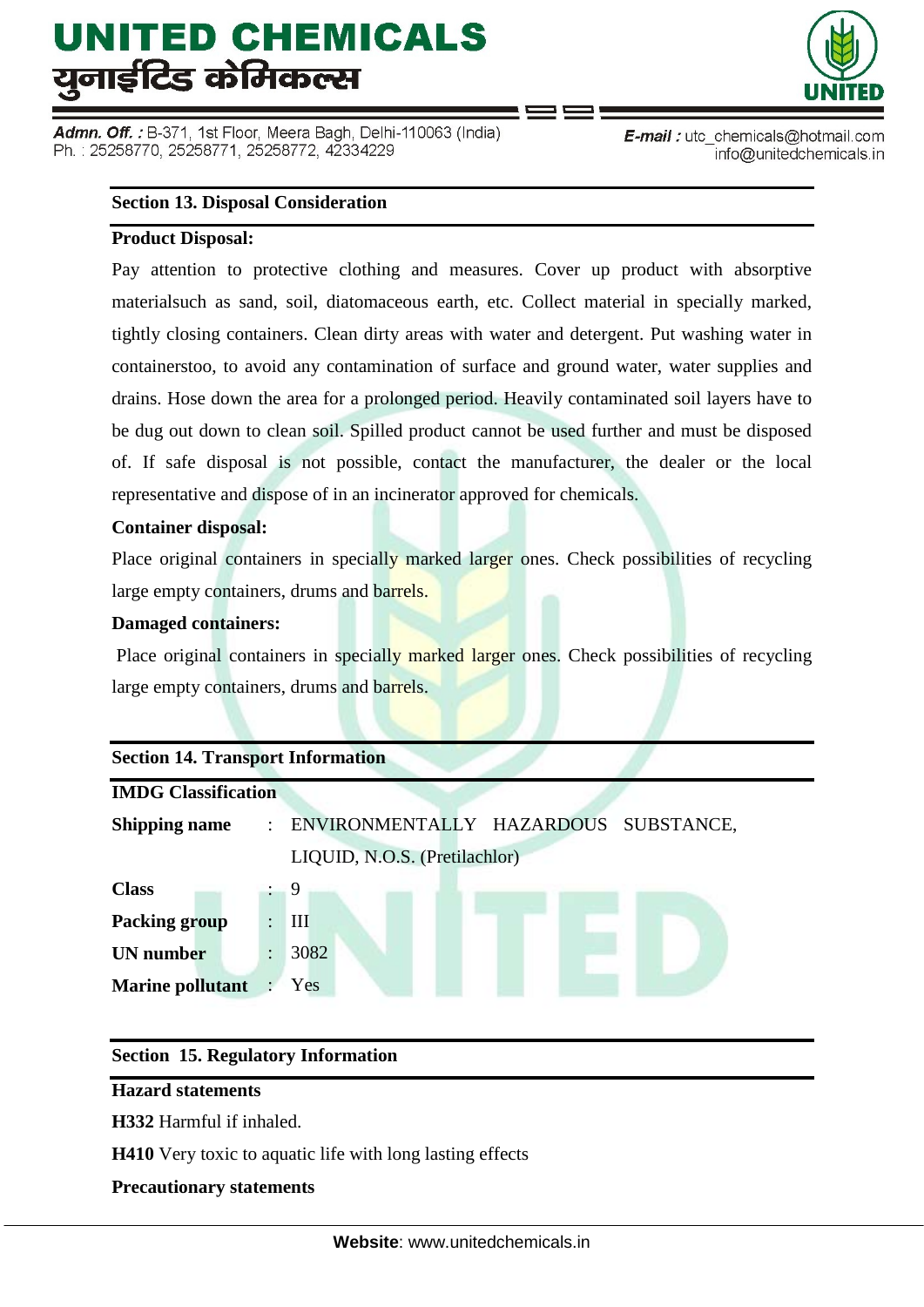## Section 13. Disposal Consideration

**Product Disposal:**

Pay attention to protective clothing and measures. Cover up product with absorptive materialsuch as sand, soil, diatomaceous earth, etc. Collect material in specially marked, tightly closing containers. Clean dirty areas with water and detergent. Put washing water in containerstoo, to avoid any contamination of surface and ground water, water supplies and drains. Hose down the area for a prolonged period. Heavily contaminated soil layers have to be dug out down to clean soil. Spilled product cannot be used further and must be disposed of. If safe disposal is not possible, contact the manufacturer, the dealer or the local representative and dispose of in an incinerator approved for chemicals.

**Container disposal:**

Place original containers in specially marked larger ones. Check possibilities of recycling large empty containers, drums and barrels.

**Damaged containers:**

Place original containers in specially marked larger ones. Check possibilities of recycling large empty containers, drums and barrels.

## Section 14. Transport Information

**IMDG Classification**

| | | |
|---|---|---|
| **Shipping name** | : | ENVIRONMENTALLY HAZARDOUS SUBSTANCE, LIQUID, N.O.S. (Pretilachlor) |
| **Class** | : | 9 |
| **Packing group** | : | III |
| **UN number** | : | 3082 |
| **Marine pollutant** | : | Yes |

## Section 15. Regulatory Information

**Hazard statements**

**H332** Harmful if inhaled.

**H410** Very toxic to aquatic life with long lasting effects

**Precautionary statements**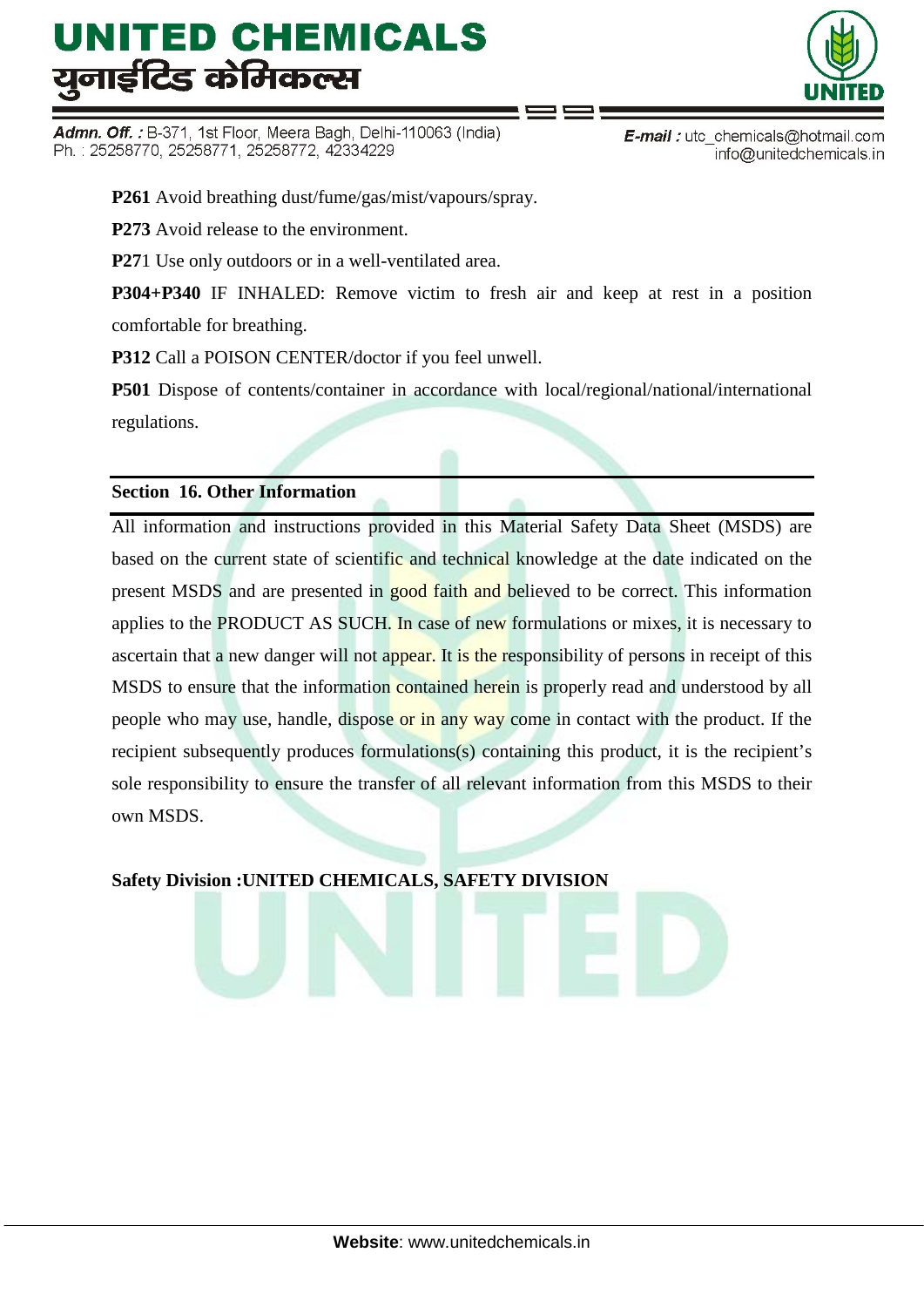**P261** Avoid breathing dust/fume/gas/mist/vapours/spray.

**P273** Avoid release to the environment.

**P27**1 Use only outdoors or in a well-ventilated area.

**P304+P340** IF INHALED: Remove victim to fresh air and keep at rest in a position comfortable for breathing.

**P312** Call a POISON CENTER/doctor if you feel unwell.

**P501** Dispose of contents/container in accordance with local/regional/national/international regulations.

## Section 16. Other Information

All information and instructions provided in this Material Safety Data Sheet (MSDS) are based on the current state of scientific and technical knowledge at the date indicated on the present MSDS and are presented in good faith and believed to be correct. This information applies to the PRODUCT AS SUCH. In case of new formulations or mixes, it is necessary to ascertain that a new danger will not appear. It is the responsibility of persons in receipt of this MSDS to ensure that the information contained herein is properly read and understood by all people who may use, handle, dispose or in any way come in contact with the product. If the recipient subsequently produces formulations(s) containing this product, it is the recipient's sole responsibility to ensure the transfer of all relevant information from this MSDS to their own MSDS.

**Safety Division :UNITED CHEMICALS, SAFETY DIVISION**